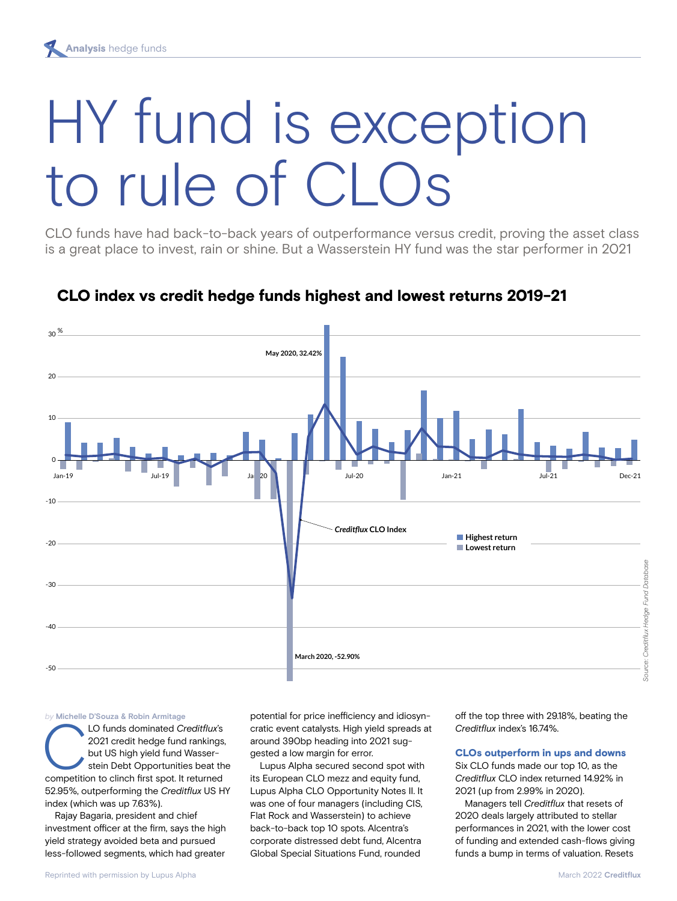# HY fund is exception to rule of CLOs

CLO funds have had back-to-back years of outperformance versus credit, proving the asset class is a great place to invest, rain or shine. But a Wasserstein HY fund was the star performer in 2021

## CLO index vs credit hedge funds highest and lowest returns 2019-21

May 2020, 32.42%

March 2020, -52.90%

*Creditflux* CLO Index

Highest return
Lowest return

*Source: Creditflux Hedge Fund Database*

*by* **Michelle D'Souza & Robin Armitage**

CLO funds dominated *Creditflux*'s 2021 credit hedge fund rankings, but US high yield fund Wasserstein Debt Opportunities beat the competition to clinch first spot. It returned 52.95%, outperforming the *Creditflux* US HY index (which was up 7.63%).

Rajay Bagaria, president and chief investment officer at the firm, says the high yield strategy avoided beta and pursued less-followed segments, which had greater potential for price inefficiency and idiosyncratic event catalysts. High yield spreads at around 390bp heading into 2021 suggested a low margin for error.

Lupus Alpha secured second spot with its European CLO mezz and equity fund, Lupus Alpha CLO Opportunity Notes II. It was one of four managers (including CIS, Flat Rock and Wasserstein) to achieve back-to-back top 10 spots. Alcentra's corporate distressed debt fund, Alcentra Global Special Situations Fund, rounded off the top three with 29.18%, beating the *Creditflux* index's 16.74%.

### CLOs outperform in ups and downs

Six CLO funds made our top 10, as the *Creditflux* CLO index returned 14.92% in 2021 (up from 2.99% in 2020).

Managers tell *Creditflux* that resets of 2020 deals largely attributed to stellar performances in 2021, with the lower cost of funding and extended cash-flows giving funds a bump in terms of valuation. Resets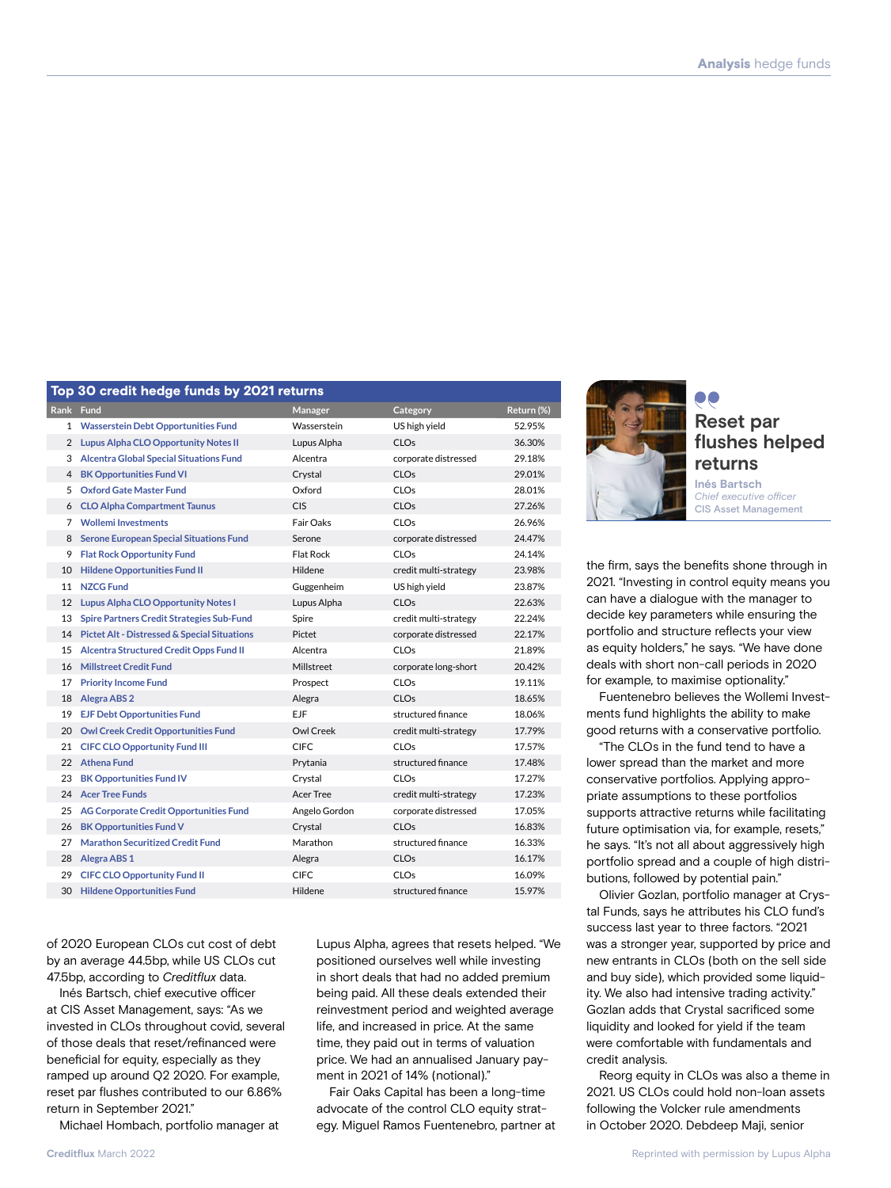## Top 30 credit hedge funds by 2021 returns

| Rank | Fund | Manager | Category | Return (%) |
|---|---|---|---|---|
| 1 | Wasserstein Debt Opportunities Fund | Wasserstein | US high yield | 52.95% |
| 2 | Lupus Alpha CLO Opportunity Notes II | Lupus Alpha | CLOs | 36.30% |
| 3 | Alcentra Global Special Situations Fund | Alcentra | corporate distressed | 29.18% |
| 4 | BK Opportunities Fund VI | Crystal | CLOs | 29.01% |
| 5 | Oxford Gate Master Fund | Oxford | CLOs | 28.01% |
| 6 | CLO Alpha Compartment Taunus | CIS | CLOs | 27.26% |
| 7 | Wollemi Investments | Fair Oaks | CLOs | 26.96% |
| 8 | Serone European Special Situations Fund | Serone | corporate distressed | 24.47% |
| 9 | Flat Rock Opportunity Fund | Flat Rock | CLOs | 24.14% |
| 10 | Hildene Opportunities Fund II | Hildene | credit multi-strategy | 23.98% |
| 11 | NZCG Fund | Guggenheim | US high yield | 23.87% |
| 12 | Lupus Alpha CLO Opportunity Notes I | Lupus Alpha | CLOs | 22.63% |
| 13 | Spire Partners Credit Strategies Sub-Fund | Spire | credit multi-strategy | 22.24% |
| 14 | Pictet Alt - Distressed & Special Situations | Pictet | corporate distressed | 22.17% |
| 15 | Alcentra Structured Credit Opps Fund II | Alcentra | CLOs | 21.89% |
| 16 | Millstreet Credit Fund | Millstreet | corporate long-short | 20.42% |
| 17 | Priority Income Fund | Prospect | CLOs | 19.11% |
| 18 | Alegra ABS 2 | Alegra | CLOs | 18.65% |
| 19 | EJF Debt Opportunities Fund | EJF | structured finance | 18.06% |
| 20 | Owl Creek Credit Opportunities Fund | Owl Creek | credit multi-strategy | 17.79% |
| 21 | CIFC CLO Opportunity Fund III | CIFC | CLOs | 17.57% |
| 22 | Athena Fund | Prytania | structured finance | 17.48% |
| 23 | BK Opportunities Fund IV | Crystal | CLOs | 17.27% |
| 24 | Acer Tree Funds | Acer Tree | credit multi-strategy | 17.23% |
| 25 | AG Corporate Credit Opportunities Fund | Angelo Gordon | corporate distressed | 17.05% |
| 26 | BK Opportunities Fund V | Crystal | CLOs | 16.83% |
| 27 | Marathon Securitized Credit Fund | Marathon | structured finance | 16.33% |
| 28 | Alegra ABS 1 | Alegra | CLOs | 16.17% |
| 29 | CIFC CLO Opportunity Fund II | CIFC | CLOs | 16.09% |
| 30 | Hildene Opportunities Fund | Hildene | structured finance | 15.97% |

of 2020 European CLOs cut cost of debt by an average 44.5bp, while US CLOs cut 47.5bp, according to *Creditflux* data.

Inés Bartsch, chief executive officer at CIS Asset Management, says: "As we invested in CLOs throughout covid, several of those deals that reset/refinanced were beneficial for equity, especially as they ramped up around Q2 2020. For example, reset par flushes contributed to our 6.86% return in September 2021."

Michael Hombach, portfolio manager at Lupus Alpha, agrees that resets helped. "We positioned ourselves well while investing in short deals that had no added premium being paid. All these deals extended their reinvestment period and weighted average life, and increased in price. At the same time, they paid out in terms of valuation price. We had an annualised January payment in 2021 of 14% (notional)."

Fair Oaks Capital has been a long-time advocate of the control CLO equity strategy. Miguel Ramos Fuentenebro, partner at the firm, says the benefits shone through in 2021. "Investing in control equity means you can have a dialogue with the manager to decide key parameters while ensuring the portfolio and structure reflects your view as equity holders," he says. "We have done deals with short non-call periods in 2020 for example, to maximise optionality."

> **"Reset par flushes helped returns"**
> **Inés Bartsch**
> *Chief executive officer*
> CIS Asset Management

Fuentenebro believes the Wollemi Investments fund highlights the ability to make good returns with a conservative portfolio.

"The CLOs in the fund tend to have a lower spread than the market and more conservative portfolios. Applying appropriate assumptions to these portfolios supports attractive returns while facilitating future optimisation via, for example, resets," he says. "It's not all about aggressively high portfolio spread and a couple of high distributions, followed by potential pain."

Olivier Gozlan, portfolio manager at Crystal Funds, says he attributes his CLO fund's success last year to three factors. "2021 was a stronger year, supported by price and new entrants in CLOs (both on the sell side and buy side), which provided some liquidity. We also had intensive trading activity." Gozlan adds that Crystal sacrificed some liquidity and looked for yield if the team were comfortable with fundamentals and credit analysis.

Reorg equity in CLOs was also a theme in 2021. US CLOs could hold non-loan assets following the Volcker rule amendments in October 2020. Debdeep Maji, senior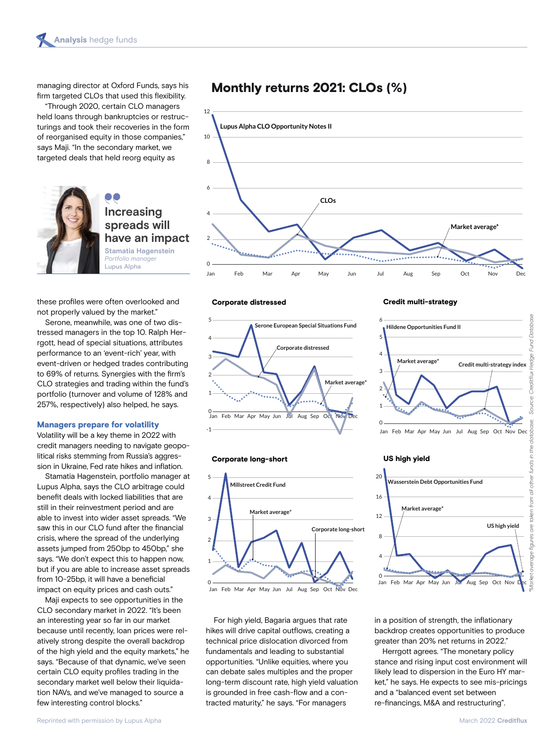managing director at Oxford Funds, says his firm targeted CLOs that used this flexibility.

"Through 2020, certain CLO managers held loans through bankruptcies or restructurings and took their recoveries in the form of reorganised equity in those companies," says Maji. "In the secondary market, we targeted deals that held reorg equity as these profiles were often overlooked and not properly valued by the market."

> **Increasing spreads will have an impact**
>
> Stamatia Hagenstein
> *Portfolio manager*
> Lupus Alpha

Serone, meanwhile, was one of two distressed managers in the top 10. Ralph Herrgott, head of special situations, attributes performance to an 'event-rich' year, with event-driven or hedged trades contributing to 69% of returns. Synergies with the firm's CLO strategies and trading within the fund's portfolio (turnover and volume of 128% and 257%, respectively) also helped, he says.

### Managers prepare for volatility

Volatility will be a key theme in 2022 with credit managers needing to navigate geopolitical risks stemming from Russia's aggression in Ukraine, Fed rate hikes and inflation.

Stamatia Hagenstein, portfolio manager at Lupus Alpha, says the CLO arbitrage could benefit deals with locked liabilities that are still in their reinvestment period and are able to invest into wider asset spreads. "We saw this in our CLO fund after the financial crisis, where the spread of the underlying assets jumped from 250bp to 450bp," she says. "We don't expect this to happen now, but if you are able to increase asset spreads from 10-25bp, it will have a beneficial impact on equity prices and cash outs."

Maji expects to see opportunities in the CLO secondary market in 2022. "It's been an interesting year so far in our market because until recently, loan prices were relatively strong despite the overall backdrop of the high yield and the equity markets," he says. "Because of that dynamic, we've seen certain CLO equity profiles trading in the secondary market well below their liquidation NAVs, and we've managed to source a few interesting control blocks."

## Monthly returns 2021: CLOs (%)

12
10
8
6
4
2
0
Jan Feb Mar Apr May Jun Jul Aug Sep Oct Nov Dec
Lupus Alpha CLO Opportunity Notes II
CLOs
Market average*

### Corporate distressed

5
4
3
2
1
0
-1
Jan Feb Mar Apr May Jun Jul Aug Sep Oct Nov Dec
Serone European Special Situations Fund
Corporate distressed
Market average*

### Credit multi-strategy

6
5
4
3
2
1
0
Jan Feb Mar Apr May Jun Jul Aug Sep Oct Nov Dec
Hildene Opportunities Fund II
Market average*
Credit multi-strategy index

### Corporate long-short

5
4
3
2
1
0
Jan Feb Mar Apr May Jun Jul Aug Sep Oct Nov Dec
Millstreet Credit Fund
Market average*
Corporate long-short

### US high yield

20
16
12
8
4
0
Jan Feb Mar Apr May Jun Jul Aug Sep Oct Nov Dec
Wasserstein Debt Opportunities Fund
Market average*
US high yield

*Market average figures are taken from all other funds in the database. Source: Creditflux Hedge Fund Database

For high yield, Bagaria argues that rate hikes will drive capital outflows, creating a technical price dislocation divorced from fundamentals and leading to substantial opportunities. "Unlike equities, where you can debate sales multiples and the proper long-term discount rate, high yield valuation is grounded in free cash-flow and a contracted maturity," he says. "For managers in a position of strength, the inflationary backdrop creates opportunities to produce greater than 20% net returns in 2022."

Herrgott agrees. "The monetary policy stance and rising input cost environment will likely lead to dispersion in the Euro HY market," he says. He expects to see mis-pricings and a "balanced event set between re-financings, M&A and restructuring".

Reprinted with permission by Lupus Alpha